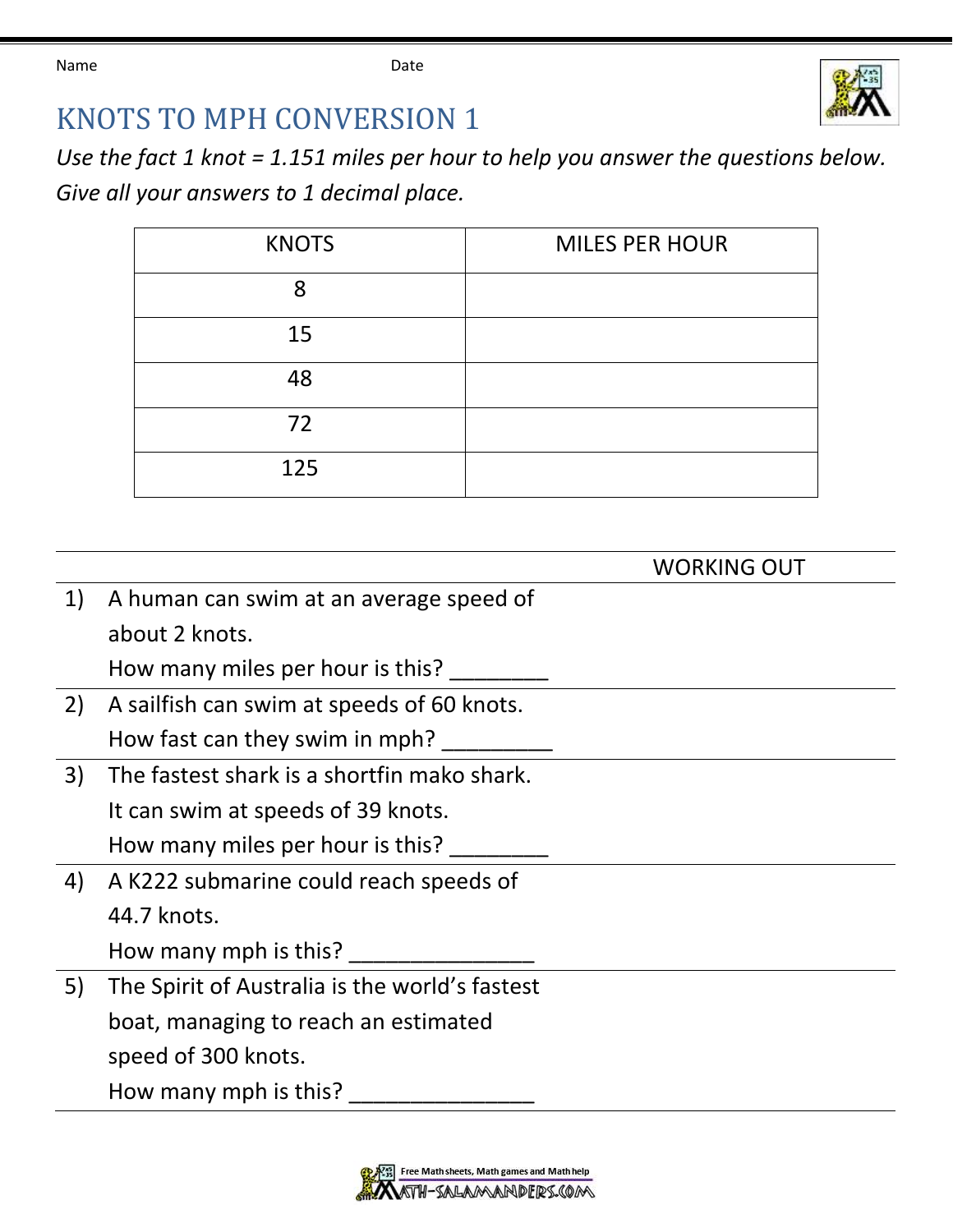Name Date

# KNOTS TO MPH CONVERSION 1

*Use the fact 1 knot = 1.151 miles per hour to help you answer the questions below.*
*Give all your answers to 1 decimal place.*

| KNOTS | MILES PER HOUR |
|---|---|
| 8 | |
| 15 | |
| 48 | |
| 72 | |
| 125 | |

WORKING OUT

1) A human can swim at an average speed of about 2 knots.
How many miles per hour is this? ________

2) A sailfish can swim at speeds of 60 knots.
How fast can they swim in mph? _________

3) The fastest shark is a shortfin mako shark.
It can swim at speeds of 39 knots.
How many miles per hour is this? ________

4) A K222 submarine could reach speeds of 44.7 knots.
How many mph is this? ________________

5) The Spirit of Australia is the world's fastest boat, managing to reach an estimated speed of 300 knots.
How many mph is this? ________________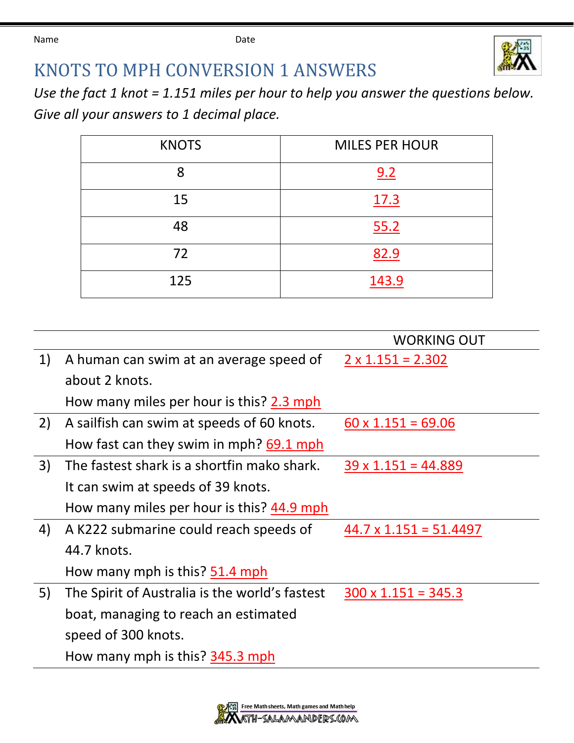Name Date

# KNOTS TO MPH CONVERSION 1 ANSWERS

*Use the fact 1 knot = 1.151 miles per hour to help you answer the questions below.*
*Give all your answers to 1 decimal place.*

| KNOTS | MILES PER HOUR |
|---|---|
| 8 | 9.2 |
| 15 | 17.3 |
| 48 | 55.2 |
| 72 | 82.9 |
| 125 | 143.9 |

| | | WORKING OUT |
|---|---|---|
| 1) | A human can swim at an average speed of about 2 knots. How many miles per hour is this? 2.3 mph | 2 x 1.151 = 2.302 |
| 2) | A sailfish can swim at speeds of 60 knots. How fast can they swim in mph? 69.1 mph | 60 x 1.151 = 69.06 |
| 3) | The fastest shark is a shortfin mako shark. It can swim at speeds of 39 knots. How many miles per hour is this? 44.9 mph | 39 x 1.151 = 44.889 |
| 4) | A K222 submarine could reach speeds of 44.7 knots. How many mph is this? 51.4 mph | 44.7 x 1.151 = 51.4497 |
| 5) | The Spirit of Australia is the world's fastest boat, managing to reach an estimated speed of 300 knots. How many mph is this? 345.3 mph | 300 x 1.151 = 345.3 |

Free Math sheets, Math games and Math help
MATH-SALAMANDERS.COM